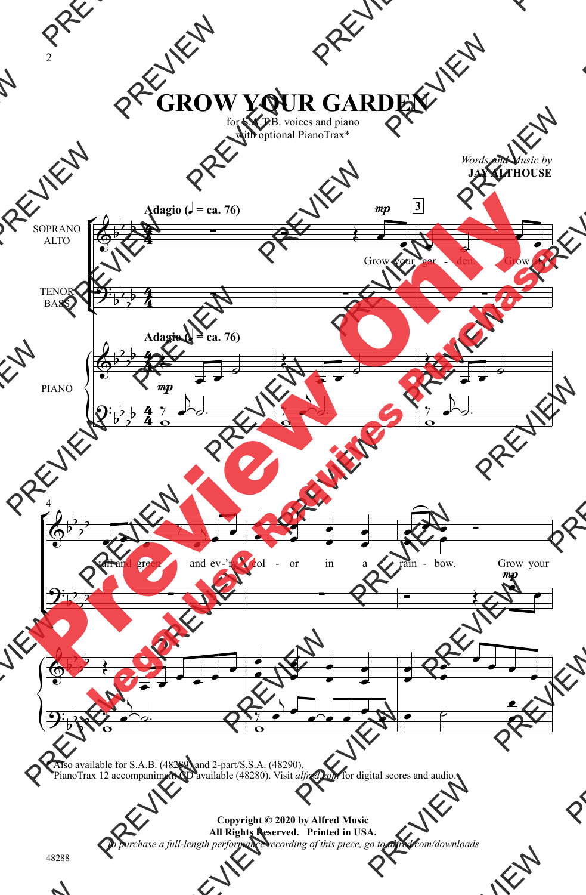# GROW YOUR GARDEN

for S.A.T.B. voices and piano
with optional PianoTrax*

*Words and Music by*
**JAY ALTHOUSE**

**Adagio (♩ = ca. 76)**

SOPRANO ALTO: Grow your gar - den. Grow it tall and green and ev - 'ry col - or in a rain - bow. Grow your

TENOR BASS

PIANO

\* Also available for S.A.B. (48289) and 2-part/S.S.A. (48290).
PianoTrax 12 accompaniment CD available (48280). Visit *alfred.com* for digital scores and audio.

**Copyright © 2020 by Alfred Music**
**All Rights Reserved. Printed in USA.**
*To purchase a full-length performance recording of this piece, go to alfred.com/downloads*

48288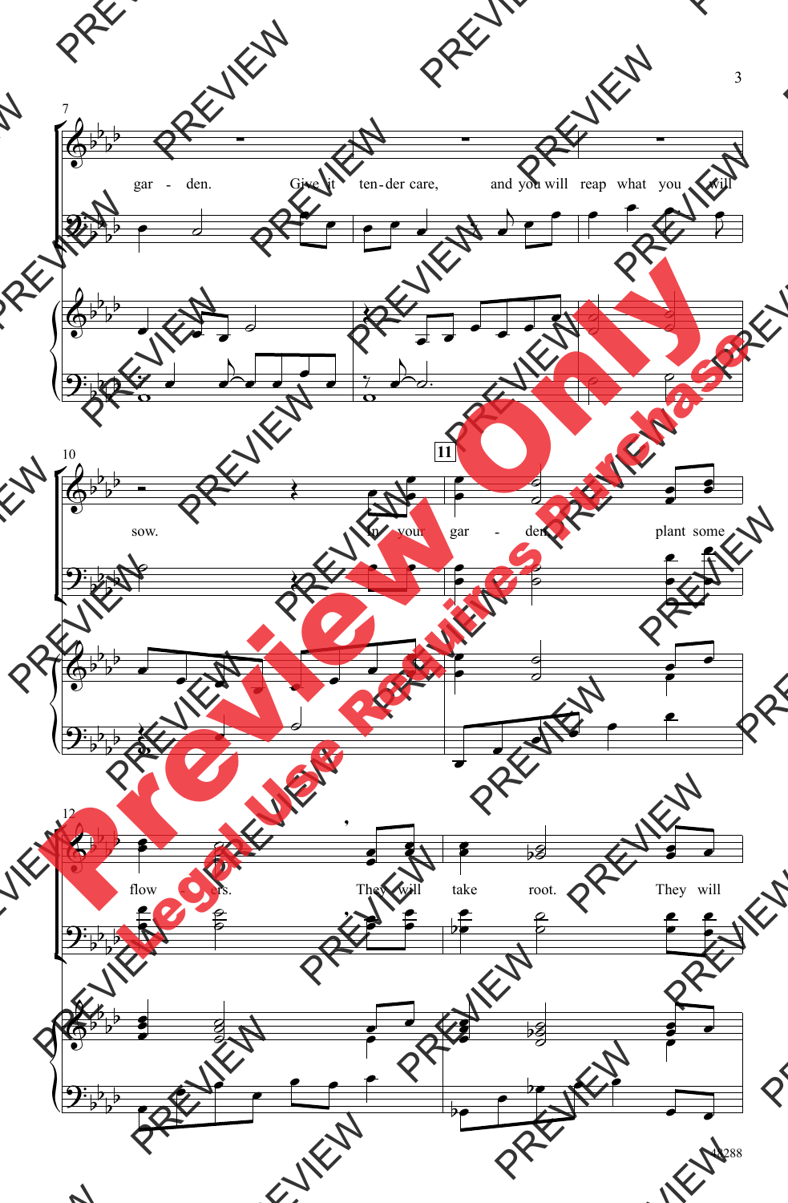garden. Give it ten-der care, and you will reap what you will sow. In your gar-den plant some flow-ers. They will take root. They will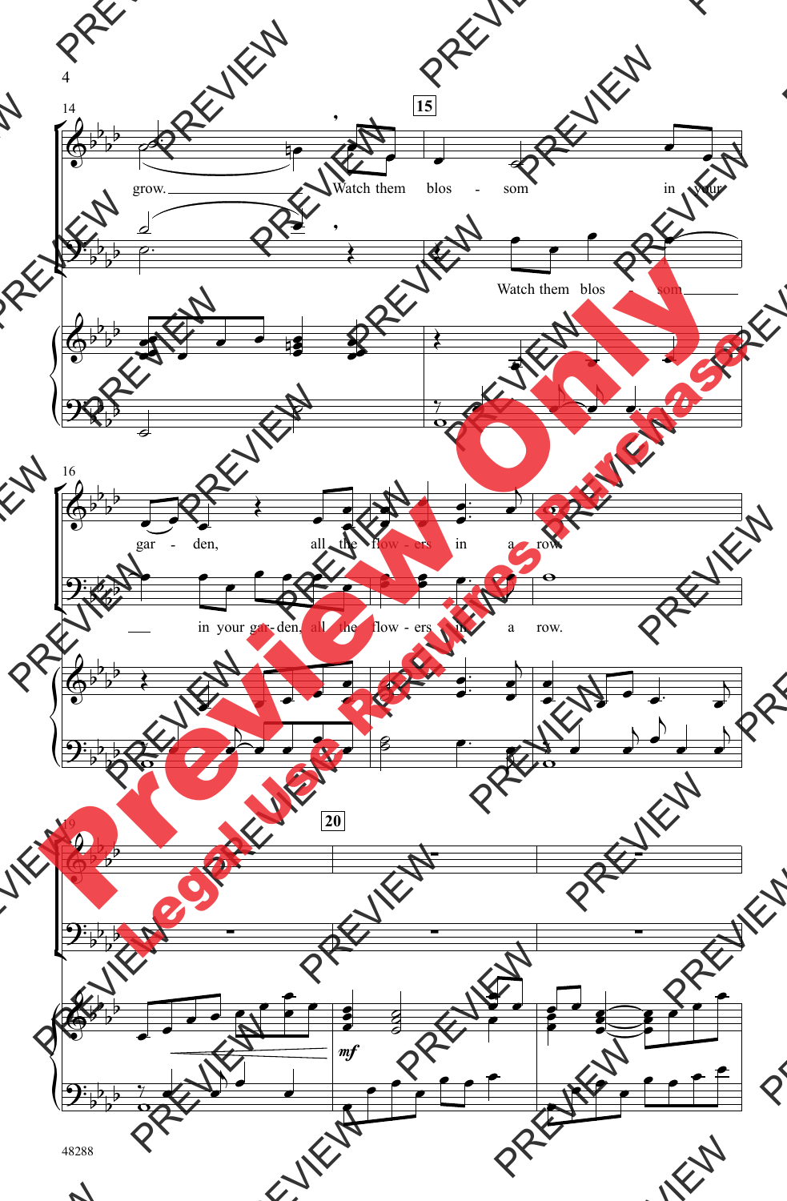14

15

grow. Watch them blos - som in your

Watch them blos - som

16

gar - den, all the flow - ers in a row.

in your gar - den, all the flow - ers in a row.

19

20

*mf*

Preview Only

Legal Use Requires Purchase

48288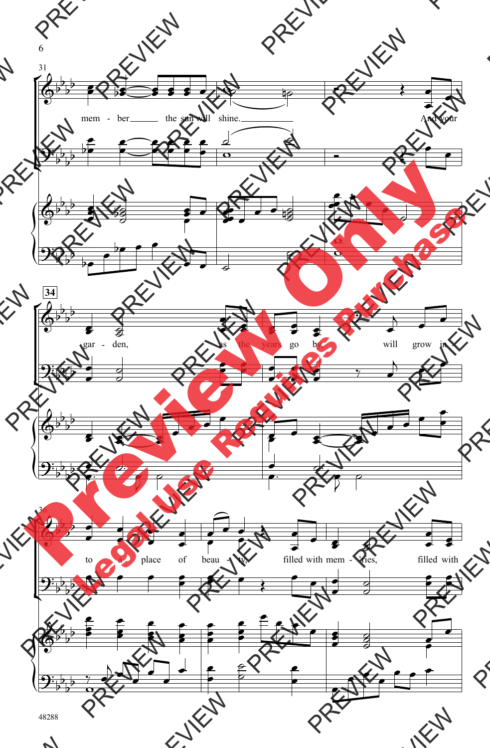mem - ber the sun will shine. And your

gar - den, as the years go by will grow in -

to a place of beau - ty. filled with mem - ries, filled with

48288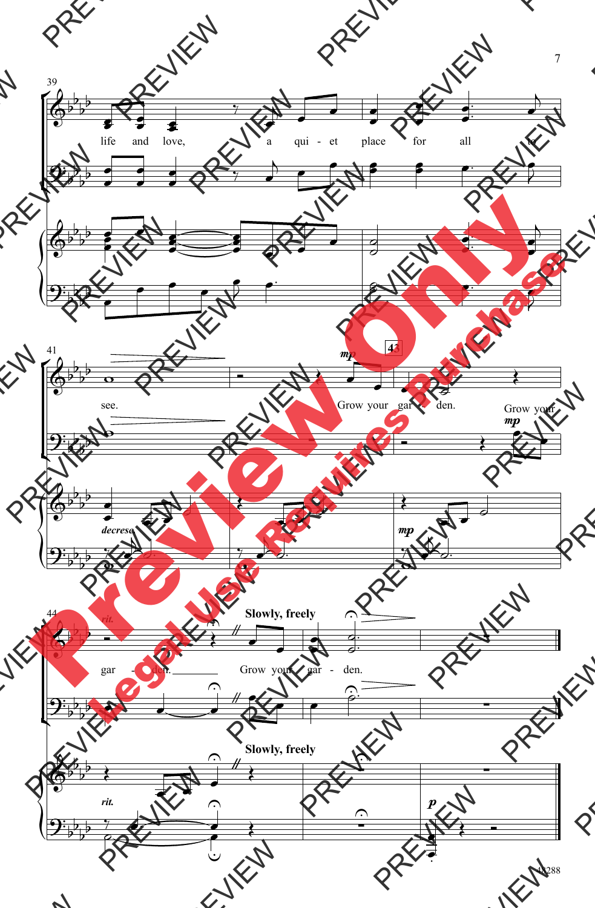39

life and love, a qui - et place for all to

41

see.

Grow your gar - den.

*mp*

43

Grow your

*mp*

*decresc.*

44

*rit.*

Slowly, freely

gar - den. Grow your gar - den.

*rit.*

Slowly, freely

*p*